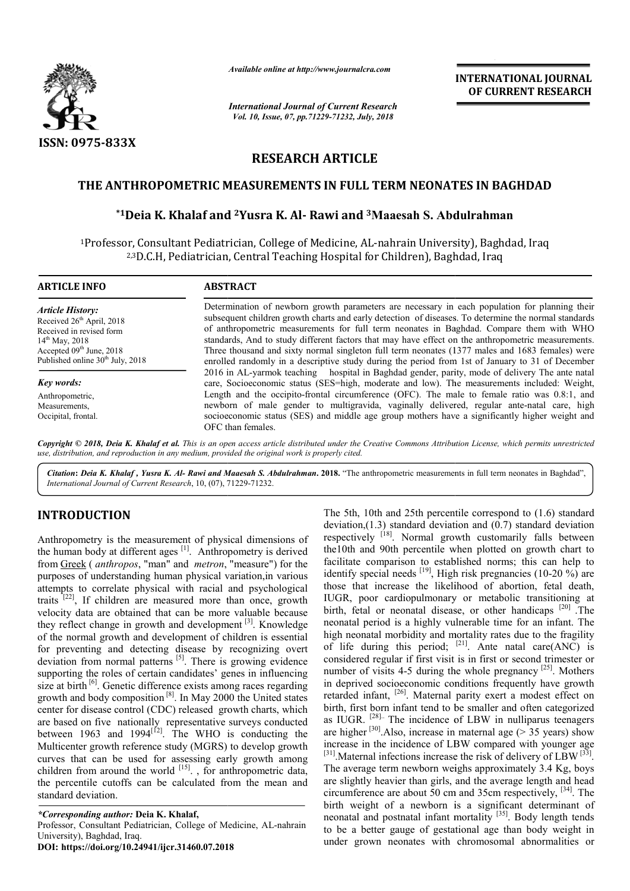Available online at http://www.journalcra.com

International Journal of Current Research

INTERNATIONAL JOURNAL OF CURRENT RESEARCH

ISSN: 0975-833X

## RESEARCH ARTICLE

# THE ANTHROPOMETRIC MEASUREMENTS IN FULL TERM NEONATES IN BAGHDAD

**\*1Deia K. Khalaf and 2Yusra K. Al- Rawi and 3Maaesah S. Abdulrahman**

1Professor, Consultant Pediatrician, College of Medicine, AL-nahrain University), Baghdad, Iraq
2,3D.C.H, Pediatrician, Central Teaching Hospital for Children), Baghdad, Iraq

### ARTICLE INFO

*Article History:*
Received 26th April, 2018
Received in revised form 14th May, 2018
Accepted 09th June, 2018
Published online 30th July, 2018

*Key words:*
Anthropometric, Measurements, Occipital, frontal.

### ABSTRACT

Determination of newborn growth parameters are necessary in each population for planning their subsequent children growth charts and early detection of diseases. To determine the normal standards of anthropometric measurements for full term neonates in Baghdad. Compare them with WHO standards, And to study different factors that may have effect on the anthropometric measurements. Three thousand and sixty normal singleton full term neonates (1377 males and 1683 females) were enrolled randomly in a descriptive study during the period from 1st of January to 31 of December 2016 in AL-yarmok teaching hospital in Baghdad gender, parity, mode of delivery The ante natal care, Socioeconomic status (SES=high, moderate and low). The measurements included: Weight, Length and the occipito-frontal circumference (OFC). The male to female ratio was 0.8:1, and newborn of male gender to multigravida, vaginally delivered, regular ante-natal care, high socioeconomic status (SES) and middle age group mothers have a significantly higher weight and OFC than females.

*Copyright © 2018, Deia K. Khalaf et al. This is an open access article distributed under the Creative Commons Attribution License, which permits unrestricted use, distribution, and reproduction in any medium, provided the original work is properly cited.*

***Citation*: *Deia K. Khalaf , Yusra K. Al- Rawi and Maaesah S. Abdulrahman.* 2018.** "The anthropometric measurements in full term neonates in Baghdad", *International Journal of Current Research*, 10, (07), 71229-71232.

## INTRODUCTION

Anthropometry is the measurement of physical dimensions of the human body at different ages [1]. Anthropometry is derived from Greek ( *anthropos*, "man" and *metron*, "measure") for the purposes of understanding human physical variation,in various attempts to correlate physical with racial and psychological traits [22], If children are measured more than once, growth velocity data are obtained that can be more valuable because they reflect change in growth and development [3]. Knowledge of the normal growth and development of children is essential for preventing and detecting disease by recognizing overt deviation from normal patterns [5]. There is growing evidence supporting the roles of certain candidates' genes in influencing size at birth [6]. Genetic difference exists among races regarding growth and body composition [8]. In May 2000 the United states center for disease control (CDC) released growth charts, which are based on five nationally representative surveys conducted between 1963 and 1994[12]. The WHO is conducting the Multicenter growth reference study (MGRS) to develop growth curves that can be used for assessing early growth among children from around the world [15]. , for anthropometric data, the percentile cutoffs can be calculated from the mean and standard deviation.

The 5th, 10th and 25th percentile correspond to (1.6) standard deviation,(1.3) standard deviation and (0.7) standard deviation respectively [18]. Normal growth customarily falls between the10th and 90th percentile when plotted on growth chart to facilitate comparison to established norms; this can help to identify special needs [19], High risk pregnancies (10-20 %) are those that increase the likelihood of abortion, fetal death, IUGR, poor cardiopulmonary or metabolic transitioning at birth, fetal or neonatal disease, or other handicaps [20] .The neonatal period is a highly vulnerable time for an infant. The high neonatal morbidity and mortality rates due to the fragility of life during this period; [21]. Ante natal care(ANC) is considered regular if first visit is in first or second trimester or number of visits 4-5 during the whole pregnancy [25]. Mothers in deprived socioeconomic conditions frequently have growth retarded infant, [26]. Maternal parity exert a modest effect on birth, first born infant tend to be smaller and often categorized as IUGR. [28]. The incidence of LBW in nulliparus teenagers are higher [30].Also, increase in maternal age (> 35 years) show increase in the incidence of LBW compared with younger age [31].Maternal infections increase the risk of delivery of LBW [33]. The average term newborn weighs approximately 3.4 Kg, boys are slightly heavier than girls, and the average length and head circumference are about 50 cm and 35cm respectively, [34]. The birth weight of a newborn is a significant determinant of neonatal and postnatal infant mortality [35]. Body length tends to be a better gauge of gestational age than body weight in under grown neonates with chromosomal abnormalities or

*\*Corresponding author:* **Deia K. Khalaf,**
Professor, Consultant Pediatrician, College of Medicine, AL-nahrain University), Baghdad, Iraq.
**DOI: https://doi.org/10.24941/ijcr.31460.07.2018**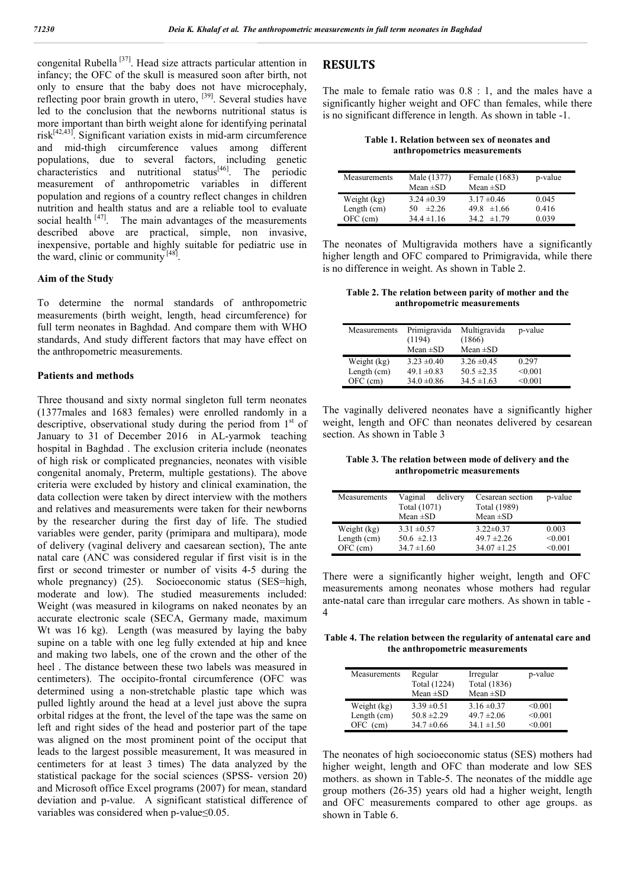congenital Rubella [37]. Head size attracts particular attention in infancy; the OFC of the skull is measured soon after birth, not only to ensure that the baby does not have microcephaly, reflecting poor brain growth in utero, [39]. Several studies have led to the conclusion that the newborns nutritional status is more important than birth weight alone for identifying perinatal risk[42,43]. Significant variation exists in mid-arm circumference and mid-thigh circumference values among different populations, due to several factors, including genetic characteristics and nutritional status[46]. The periodic measurement of anthropometric variables in different population and regions of a country reflect changes in children nutrition and health status and are a reliable tool to evaluate social health [47]. The main advantages of the measurements described above are practical, simple, non invasive, inexpensive, portable and highly suitable for pediatric use in the ward, clinic or community [48].

### Aim of the Study

To determine the normal standards of anthropometric measurements (birth weight, length, head circumference) for full term neonates in Baghdad. And compare them with WHO standards, And study different factors that may have effect on the anthropometric measurements.

### Patients and methods

Three thousand and sixty normal singleton full term neonates (1377males and 1683 females) were enrolled randomly in a descriptive, observational study during the period from 1st of January to 31 of December 2016 in AL-yarmok teaching hospital in Baghdad . The exclusion criteria include (neonates of high risk or complicated pregnancies, neonates with visible congenital anomaly, Preterm, multiple gestations). The above criteria were excluded by history and clinical examination, the data collection were taken by direct interview with the mothers and relatives and measurements were taken for their newborns by the researcher during the first day of life. The studied variables were gender, parity (primipara and multipara), mode of delivery (vaginal delivery and caesarean section), The ante natal care (ANC was considered regular if first visit is in the first or second trimester or number of visits 4-5 during the whole pregnancy) (25). Socioeconomic status (SES=high, moderate and low). The studied measurements included: Weight (was measured in kilograms on naked neonates by an accurate electronic scale (SECA, Germany made, maximum Wt was 16 kg). Length (was measured by laying the baby supine on a table with one leg fully extended at hip and knee and making two labels, one of the crown and the other of the heel . The distance between these two labels was measured in centimeters). The occipito-frontal circumference (OFC was determined using a non-stretchable plastic tape which was pulled lightly around the head at a level just above the supra orbital ridges at the front, the level of the tape was the same on left and right sides of the head and posterior part of the tape was aligned on the most prominent point of the occiput that leads to the largest possible measurement, It was measured in centimeters for at least 3 times) The data analyzed by the statistical package for the social sciences (SPSS- version 20) and Microsoft office Excel programs (2007) for mean, standard deviation and p-value. A significant statistical difference of variables was considered when p-value≤0.05.

## RESULTS

The male to female ratio was 0.8 : 1, and the males have a significantly higher weight and OFC than females, while there is no significant difference in length. As shown in table -1.

**Table 1. Relation between sex of neonates and anthropometrics measurements**

| Measurements | Male (1377) Mean ±SD | Female (1683) Mean ±SD | p-value |
|---|---|---|---|
| Weight (kg) | 3.24 ±0.39 | 3.17 ±0.46 | 0.045 |
| Length (cm) | 50 ±2.26 | 49.8 ±1.66 | 0.416 |
| OFC (cm) | 34.4 ±1.16 | 34.2 ±1.79 | 0.039 |

The neonates of Multigravida mothers have a significantly higher length and OFC compared to Primigravida, while there is no difference in weight. As shown in Table 2.

**Table 2. The relation between parity of mother and the anthropometric measurements**

| Measurements | Primigravida (1194) Mean ±SD | Multigravida (1866) Mean ±SD | p-value |
|---|---|---|---|
| Weight (kg) | 3.23 ±0.40 | 3.26 ±0.45 | 0.297 |
| Length (cm) | 49.1 ±0.83 | 50.5 ±2.35 | <0.001 |
| OFC (cm) | 34.0 ±0.86 | 34.5 ±1.63 | <0.001 |

The vaginally delivered neonates have a significantly higher weight, length and OFC than neonates delivered by cesarean section. As shown in Table 3

**Table 3. The relation between mode of delivery and the anthropometric measurements**

| Measurements | Vaginal delivery Total (1071) Mean ±SD | Cesarean section Total (1989) Mean ±SD | p-value |
|---|---|---|---|
| Weight (kg) | 3.31 ±0.57 | 3.22±0.37 | 0.003 |
| Length (cm) | 50.6 ±2.13 | 49.7 ±2.26 | <0.001 |
| OFC (cm) | 34.7 ±1.60 | 34.07 ±1.25 | <0.001 |

There were a significantly higher weight, length and OFC measurements among neonates whose mothers had regular ante-natal care than irregular care mothers. As shown in table -4

**Table 4. The relation between the regularity of antenatal care and the anthropometric measurements**

| Measurements | Regular Total (1224) Mean ±SD | Irregular Total (1836) Mean ±SD | p-value |
|---|---|---|---|
| Weight (kg) | 3.39 ±0.51 | 3.16 ±0.37 | <0.001 |
| Length (cm) | 50.8 ±2.29 | 49.7 ±2.06 | <0.001 |
| OFC (cm) | 34.7 ±0.66 | 34.1 ±1.50 | <0.001 |

The neonates of high socioeconomic status (SES) mothers had higher weight, length and OFC than moderate and low SES mothers. as shown in Table-5. The neonates of the middle age group mothers (26-35) years old had a higher weight, length and OFC measurements compared to other age groups. as shown in Table 6.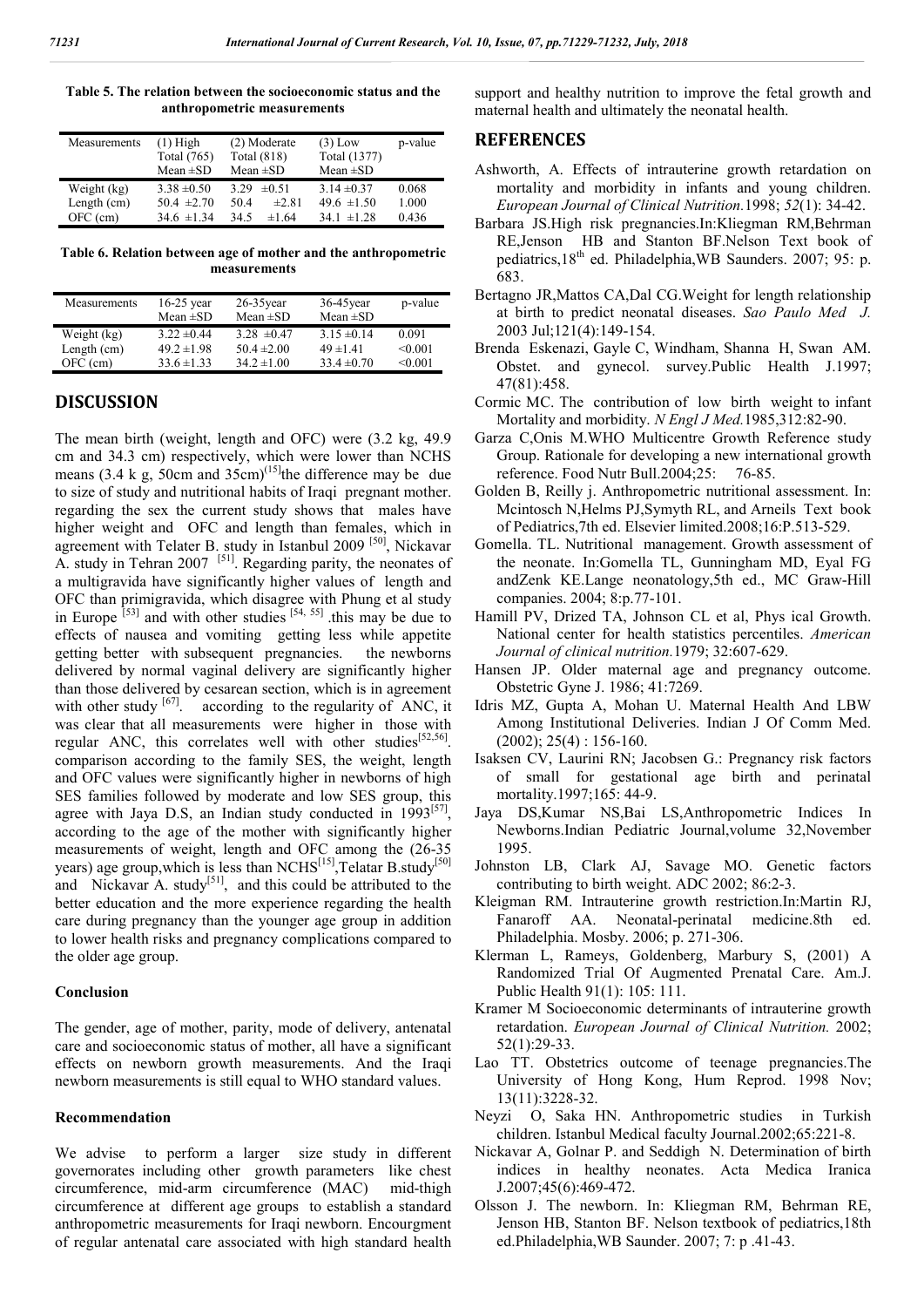**Table 5. The relation between the socioeconomic status and the anthropometric measurements**

| Measurements | (1) High<br>Total (765)<br>Mean ±SD | (2) Moderate<br>Total (818)<br>Mean ±SD | (3) Low<br>Total (1377)<br>Mean ±SD | p-value |
|---|---|---|---|---|
| Weight (kg) | 3.38 ±0.50 | 3.29 ±0.51 | 3.14 ±0.37 | 0.068 |
| Length (cm) | 50.4 ±2.70 | 50.4 ±2.81 | 49.6 ±1.50 | 1.000 |
| OFC (cm) | 34.6 ±1.34 | 34.5 ±1.64 | 34.1 ±1.28 | 0.436 |

**Table 6. Relation between age of mother and the anthropometric measurements**

| Measurements | 16-25 year<br>Mean ±SD | 26-35year<br>Mean ±SD | 36-45year<br>Mean ±SD | p-value |
|---|---|---|---|---|
| Weight (kg) | 3.22 ±0.44 | 3.28 ±0.47 | 3.15 ±0.14 | 0.091 |
| Length (cm) | 49.2 ±1.98 | 50.4 ±2.00 | 49 ±1.41 | <0.001 |
| OFC (cm) | 33.6 ±1.33 | 34.2 ±1.00 | 33.4 ±0.70 | <0.001 |

## DISCUSSION

The mean birth (weight, length and OFC) were (3.2 kg, 49.9 cm and 34.3 cm) respectively, which were lower than NCHS means (3.4 k g, 50cm and 35cm)[15]the difference may be due to size of study and nutritional habits of Iraqi pregnant mother. regarding the sex the current study shows that males have higher weight and OFC and length than females, which in agreement with Telater B. study in Istanbul 2009 [50], Nickavar A. study in Tehran 2007 [51]. Regarding parity, the neonates of a multigravida have significantly higher values of length and OFC than primigravida, which disagree with Phung et al study in Europe [53] and with other studies [54, 55] .this may be due to effects of nausea and vomiting getting less while appetite getting better with subsequent pregnancies. the newborns delivered by normal vaginal delivery are significantly higher than those delivered by cesarean section, which is in agreement with other study [67]. according to the regularity of ANC, it was clear that all measurements were higher in those with regular ANC, this correlates well with other studies[52,56]. comparison according to the family SES, the weight, length and OFC values were significantly higher in newborns of high SES families followed by moderate and low SES group, this agree with Jaya D.S, an Indian study conducted in 1993[57], according to the age of the mother with significantly higher measurements of weight, length and OFC among the (26-35 years) age group,which is less than NCHS[15],Telatar B.study[50] and Nickavar A. study[51], and this could be attributed to the better education and the more experience regarding the health care during pregnancy than the younger age group in addition to lower health risks and pregnancy complications compared to the older age group.

### Conclusion

The gender, age of mother, parity, mode of delivery, antenatal care and socioeconomic status of mother, all have a significant effects on newborn growth measurements. And the Iraqi newborn measurements is still equal to WHO standard values.

### Recommendation

We advise to perform a larger size study in different governorates including other growth parameters like chest circumference, mid-arm circumference (MAC) mid-thigh circumference at different age groups to establish a standard anthropometric measurements for Iraqi newborn. Encourgment of regular antenatal care associated with high standard health support and healthy nutrition to improve the fetal growth and maternal health and ultimately the neonatal health.

## REFERENCES

Ashworth, A. Effects of intrauterine growth retardation on mortality and morbidity in infants and young children. *European Journal of Clinical Nutrition.*1998; *52*(1): 34-42.

Barbara JS.High risk pregnancies.In:Kliegman RM,Behrman RE,Jenson HB and Stanton BF.Nelson Text book of pediatrics,18th ed. Philadelphia,WB Saunders. 2007; 95: p. 683.

Bertagno JR,Mattos CA,Dal CG.Weight for length relationship at birth to predict neonatal diseases. *Sao Paulo Med J.* 2003 Jul;121(4):149-154.

Brenda Eskenazi, Gayle C, Windham, Shanna H, Swan AM. Obstet. and gynecol. survey.Public Health J.1997; 47(81):458.

Cormic MC. The contribution of low birth weight to infant Mortality and morbidity. *N Engl J Med.*1985,312:82-90.

Garza C,Onis M.WHO Multicentre Growth Reference study Group. Rationale for developing a new international growth reference. Food Nutr Bull.2004;25: 76-85.

Golden B, Reilly j. Anthropometric nutritional assessment. In: Mcintosch N,Helms PJ,Symyth RL, and Arneils Text book of Pediatrics,7th ed. Elsevier limited.2008;16:P.513-529.

Gomella. TL. Nutritional management. Growth assessment of the neonate. In:Gomella TL, Gunningham MD, Eyal FG andZenk KE.Lange neonatology,5th ed., MC Graw-Hill companies. 2004; 8:p.77-101.

Hamill PV, Drized TA, Johnson CL et al, Phys ical Growth. National center for health statistics percentiles. *American Journal of clinical nutrition.*1979; 32:607-629.

Hansen JP. Older maternal age and pregnancy outcome. Obstetric Gyne J. 1986; 41:7269.

Idris MZ, Gupta A, Mohan U. Maternal Health And LBW Among Institutional Deliveries. Indian J Of Comm Med. (2002); 25(4) : 156-160.

Isaksen CV, Laurini RN; Jacobsen G.: Pregnancy risk factors of small for gestational age birth and perinatal mortality.1997;165: 44-9.

Jaya DS,Kumar NS,Bai LS,Anthropometric Indices In Newborns.Indian Pediatric Journal,volume 32,November 1995.

Johnston LB, Clark AJ, Savage MO. Genetic factors contributing to birth weight. ADC 2002; 86:2-3.

Kleigman RM. Intrauterine growth restriction.In:Martin RJ, Fanaroff AA. Neonatal-perinatal medicine.8th ed. Philadelphia. Mosby. 2006; p. 271-306.

Klerman L, Rameys, Goldenberg, Marbury S, (2001) A Randomized Trial Of Augmented Prenatal Care. Am.J. Public Health 91(1): 105: 111.

Kramer M Socioeconomic determinants of intrauterine growth retardation. *European Journal of Clinical Nutrition.* 2002; 52(1):29-33.

Lao TT. Obstetrics outcome of teenage pregnancies.The University of Hong Kong, Hum Reprod. 1998 Nov; 13(11):3228-32.

Neyzi O, Saka HN. Anthropometric studies in Turkish children. Istanbul Medical faculty Journal.2002;65:221-8.

Nickavar A, Golnar P. and Seddigh N. Determination of birth indices in healthy neonates. Acta Medica Iranica J.2007;45(6):469-472.

Olsson J. The newborn. In: Kliegman RM, Behrman RE, Jenson HB, Stanton BF. Nelson textbook of pediatrics,18th ed.Philadelphia,WB Saunder. 2007; 7: p .41-43.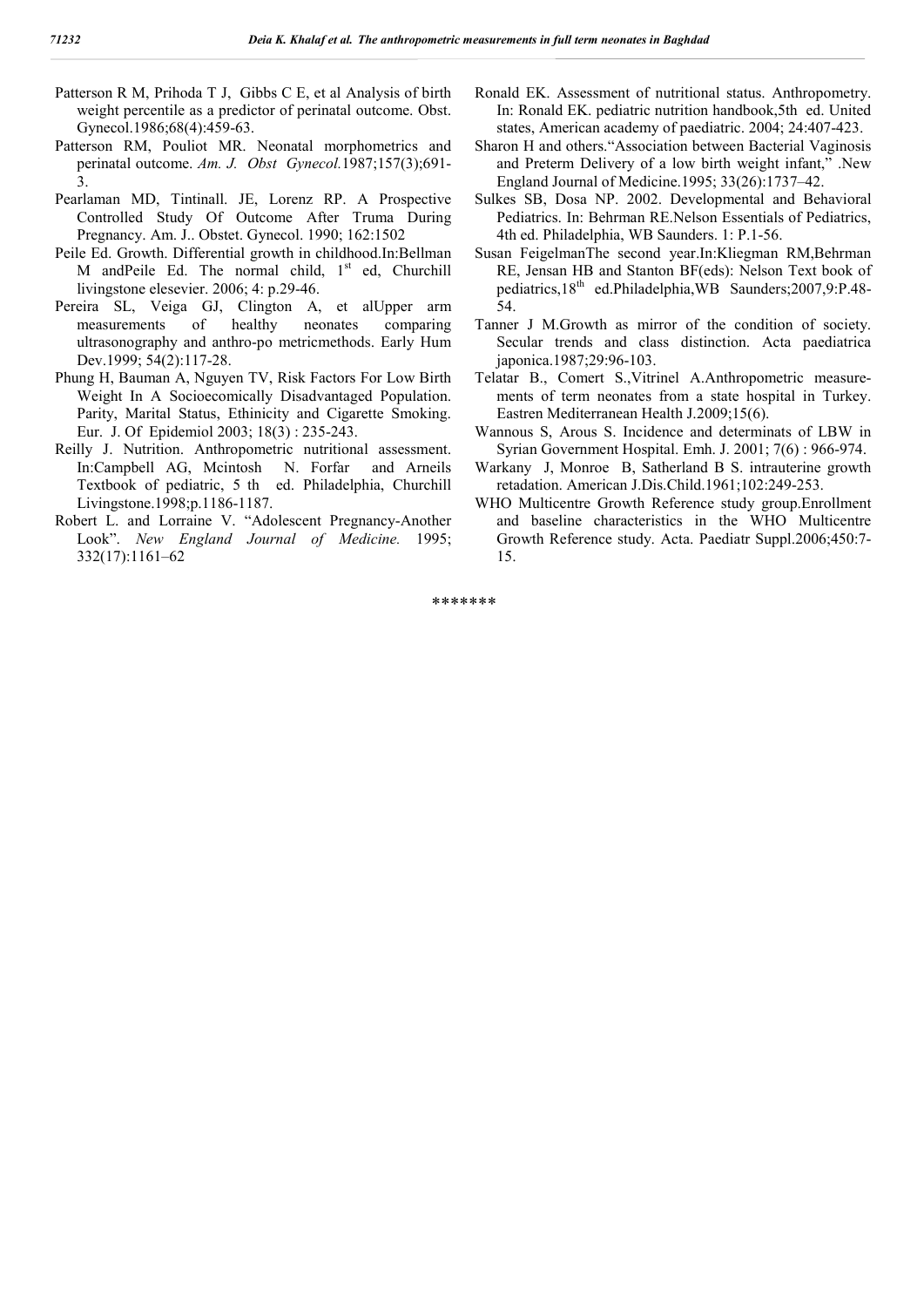Patterson R M, Prihoda T J, Gibbs C E, et al Analysis of birth weight percentile as a predictor of perinatal outcome. Obst. Gynecol.1986;68(4):459-63.

Patterson RM, Pouliot MR. Neonatal morphometrics and perinatal outcome. *Am. J. Obst Gynecol.*1987;157(3);691-3.

Pearlaman MD, Tintinall. JE, Lorenz RP. A Prospective Controlled Study Of Outcome After Truma During Pregnancy. Am. J.. Obstet. Gynecol. 1990; 162:1502

Peile Ed. Growth. Differential growth in childhood.In:Bellman M andPeile Ed. The normal child, 1st ed, Churchill livingstone elesevier. 2006; 4: p.29-46.

Pereira SL, Veiga GJ, Clington A, et alUpper arm measurements of healthy neonates comparing ultrasonography and anthro-po metricmethods. Early Hum Dev.1999; 54(2):117-28.

Phung H, Bauman A, Nguyen TV, Risk Factors For Low Birth Weight In A Socioecomically Disadvantaged Population. Parity, Marital Status, Ethinicity and Cigarette Smoking. Eur. J. Of Epidemiol 2003; 18(3) : 235-243.

Reilly J. Nutrition. Anthropometric nutritional assessment. In:Campbell AG, Mcintosh N. Forfar and Arneils Textbook of pediatric, 5 th ed. Philadelphia, Churchill Livingstone.1998;p.1186-1187.

Robert L. and Lorraine V. "Adolescent Pregnancy-Another Look". *New England Journal of Medicine.* 1995; 332(17):1161–62

Ronald EK. Assessment of nutritional status. Anthropometry. In: Ronald EK. pediatric nutrition handbook,5th ed. United states, American academy of paediatric. 2004; 24:407-423.

Sharon H and others."Association between Bacterial Vaginosis and Preterm Delivery of a low birth weight infant," .New England Journal of Medicine.1995; 33(26):1737–42.

Sulkes SB, Dosa NP. 2002. Developmental and Behavioral Pediatrics. In: Behrman RE.Nelson Essentials of Pediatrics, 4th ed. Philadelphia, WB Saunders. 1: P.1-56.

Susan FeigelmanThe second year.In:Kliegman RM,Behrman RE, Jensan HB and Stanton BF(eds): Nelson Text book of pediatrics,18th ed.Philadelphia,WB Saunders;2007,9:P.48-54.

Tanner J M.Growth as mirror of the condition of society. Secular trends and class distinction. Acta paediatrica japonica.1987;29:96-103.

Telatar B., Comert S.,Vitrinel A.Anthropometric measurements of term neonates from a state hospital in Turkey. Eastren Mediterranean Health J.2009;15(6).

Wannous S, Arous S. Incidence and determinats of LBW in Syrian Government Hospital. Emh. J. 2001; 7(6) : 966-974.

Warkany J, Monroe B, Satherland B S. intrauterine growth retadation. American J.Dis.Child.1961;102:249-253.

WHO Multicentre Growth Reference study group.Enrollment and baseline characteristics in the WHO Multicentre Growth Reference study. Acta. Paediatr Suppl.2006;450:7-15.

*******